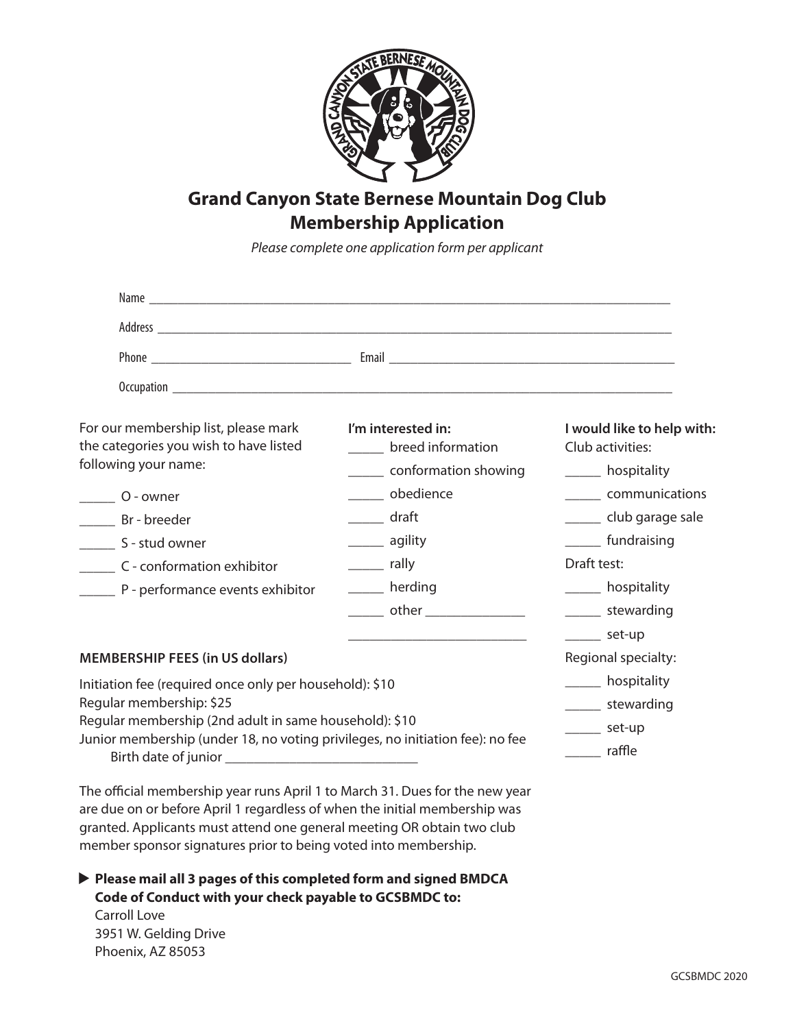# Grand Canyon State Bernese Mountain Dog Club
## Membership Application

*Please complete one application form per applicant*

Name ______________________________________________________________________________

Address ____________________________________________________________________________

Phone ______________________________ Email ____________________________________________

Occupation __________________________________________________________________________

For our membership list, please mark the categories you wish to have listed following your name:

_____ O - owner
_____ Br - breeder
_____ S - stud owner
_____ C - conformation exhibitor
_____ P - performance events exhibitor

**I'm interested in:**

_____ breed information
_____ conformation showing
_____ obedience
_____ draft
_____ agility
_____ rally
_____ herding
_____ other ______________
__________________________

**I would like to help with:**

Club activities:

_____ hospitality
_____ communications
_____ club garage sale
_____ fundraising

Draft test:

_____ hospitality
_____ stewarding
_____ set-up

Regional specialty:

_____ hospitality
_____ stewarding
_____ set-up
_____ raffle

**MEMBERSHIP FEES (in US dollars)**

Initiation fee (required once only per household): $10
Regular membership: $25
Regular membership (2nd adult in same household): $10
Junior membership (under 18, no voting privileges, no initiation fee): no fee
Birth date of junior ___________________________

The official membership year runs April 1 to March 31. Dues for the new year are due on or before April 1 regardless of when the initial membership was granted. Applicants must attend one general meeting OR obtain two club member sponsor signatures prior to being voted into membership.

▶ **Please mail all 3 pages of this completed form and signed BMDCA Code of Conduct with your check payable to GCSBMDC to:**
Carroll Love
3951 W. Gelding Drive
Phoenix, AZ 85053

GCSBMDC 2020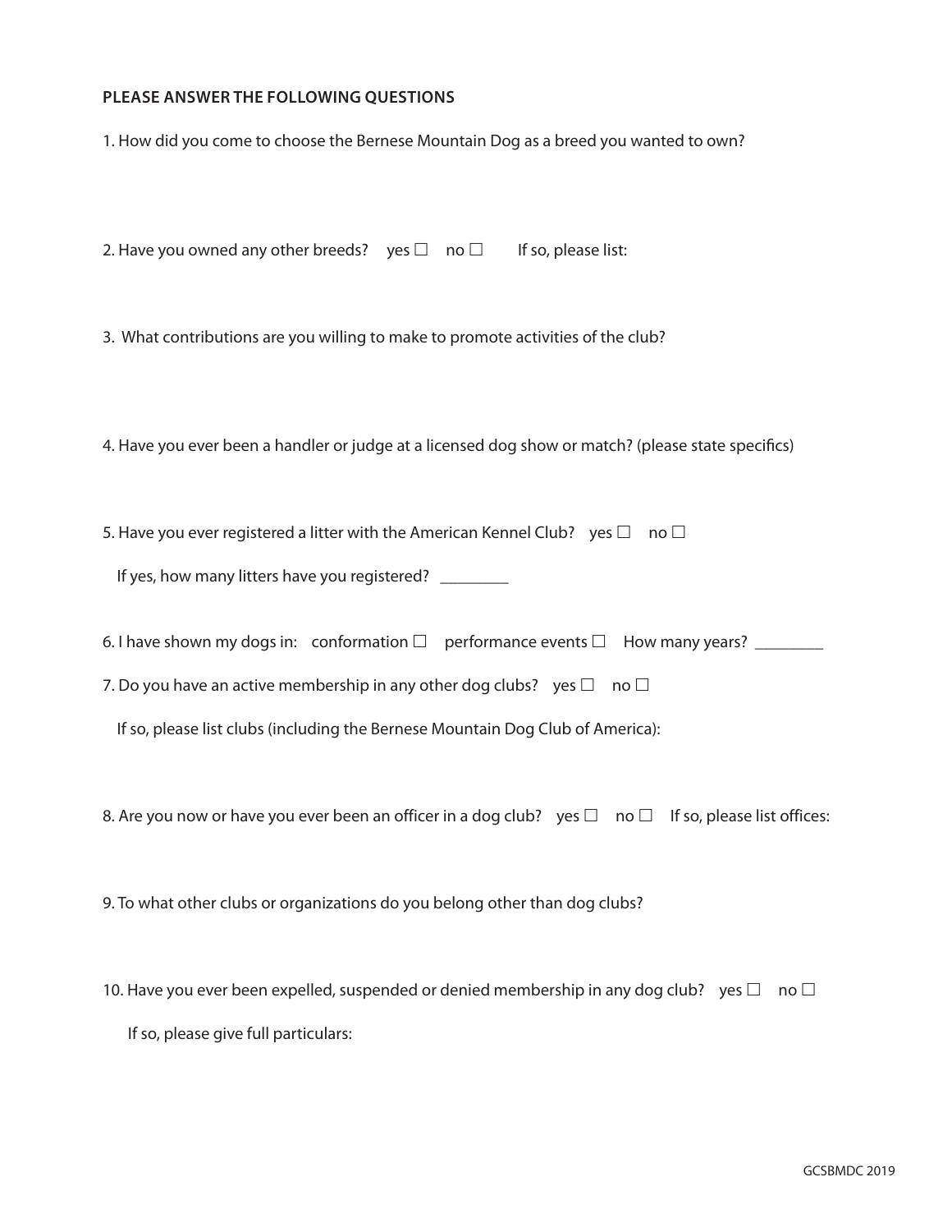**PLEASE ANSWER THE FOLLOWING QUESTIONS**

1. How did you come to choose the Bernese Mountain Dog as a breed you wanted to own?

2. Have you owned any other breeds? yes ☐ no ☐ If so, please list:

3. What contributions are you willing to make to promote activities of the club?

4. Have you ever been a handler or judge at a licensed dog show or match? (please state specifics)

5. Have you ever registered a litter with the American Kennel Club? yes ☐ no ☐

   If yes, how many litters have you registered? ________

6. I have shown my dogs in: conformation ☐ performance events ☐ How many years? ________

7. Do you have an active membership in any other dog clubs? yes ☐ no ☐

   If so, please list clubs (including the Bernese Mountain Dog Club of America):

8. Are you now or have you ever been an officer in a dog club? yes ☐ no ☐ If so, please list offices:

9. To what other clubs or organizations do you belong other than dog clubs?

10. Have you ever been expelled, suspended or denied membership in any dog club? yes ☐ no ☐

    If so, please give full particulars: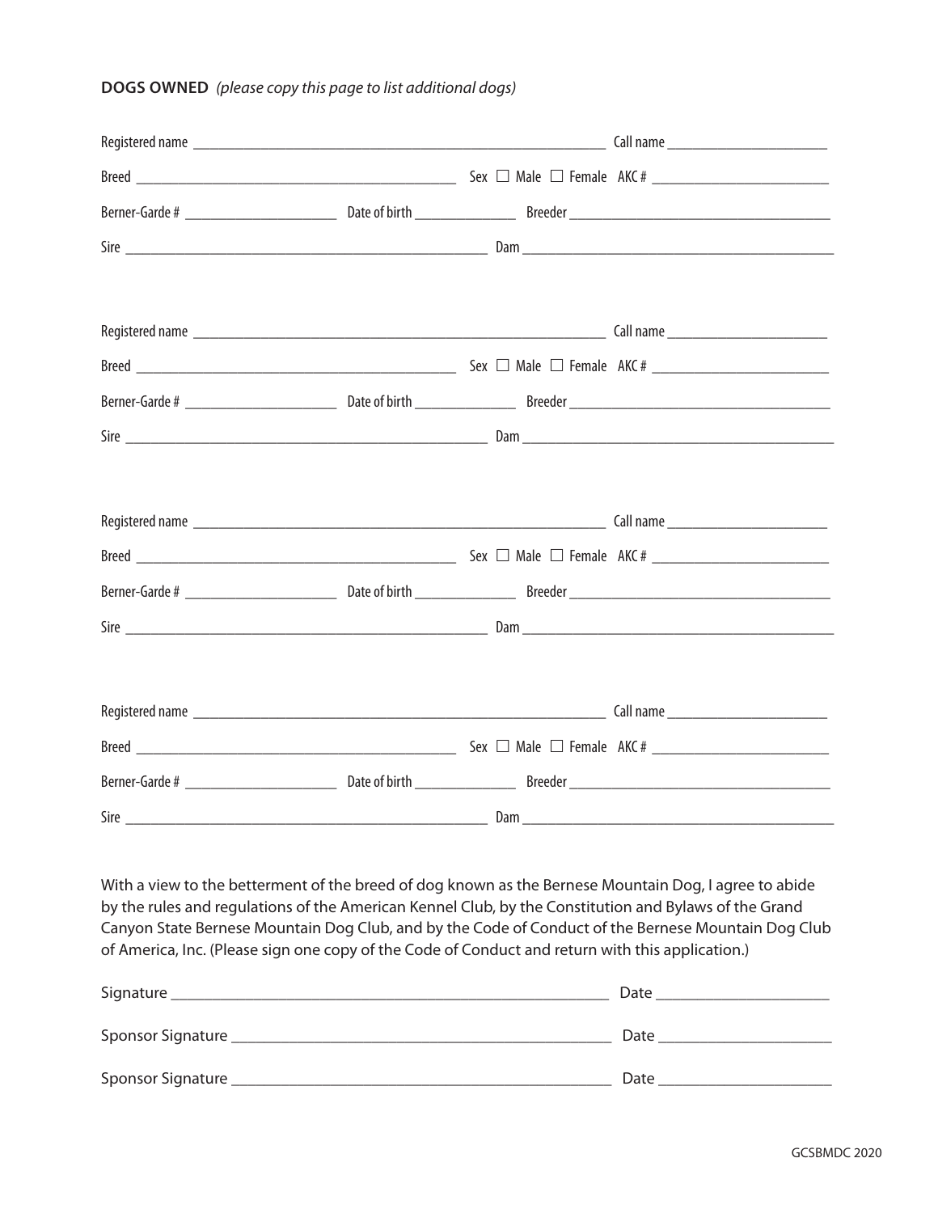**DOGS OWNED** *(please copy this page to list additional dogs)*

Registered name ______________________________________________ Call name ____________________

Breed ________________________________________ Sex ☐ Male ☐ Female AKC # ______________________

Berner-Garde # ___________________ Date of birth _____________ Breeder __________________________________

Sire ______________________________________________ Dam ________________________________________

Registered name ______________________________________________ Call name ____________________

Breed ________________________________________ Sex ☐ Male ☐ Female AKC # ______________________

Berner-Garde # ___________________ Date of birth _____________ Breeder __________________________________

Sire ______________________________________________ Dam ________________________________________

Registered name ______________________________________________ Call name ____________________

Breed ________________________________________ Sex ☐ Male ☐ Female AKC # ______________________

Berner-Garde # ___________________ Date of birth _____________ Breeder __________________________________

Sire ______________________________________________ Dam ________________________________________

Registered name ______________________________________________ Call name ____________________

Breed ________________________________________ Sex ☐ Male ☐ Female AKC # ______________________

Berner-Garde # ___________________ Date of birth _____________ Breeder __________________________________

Sire ______________________________________________ Dam ________________________________________

With a view to the betterment of the breed of dog known as the Bernese Mountain Dog, I agree to abide by the rules and regulations of the American Kennel Club, by the Constitution and Bylaws of the Grand Canyon State Bernese Mountain Dog Club, and by the Code of Conduct of the Bernese Mountain Dog Club of America, Inc. (Please sign one copy of the Code of Conduct and return with this application.)

Signature _________________________________________________ Date ____________________

Sponsor Signature ___________________________________________ Date ____________________

Sponsor Signature ___________________________________________ Date ____________________

GCSBMDC 2020